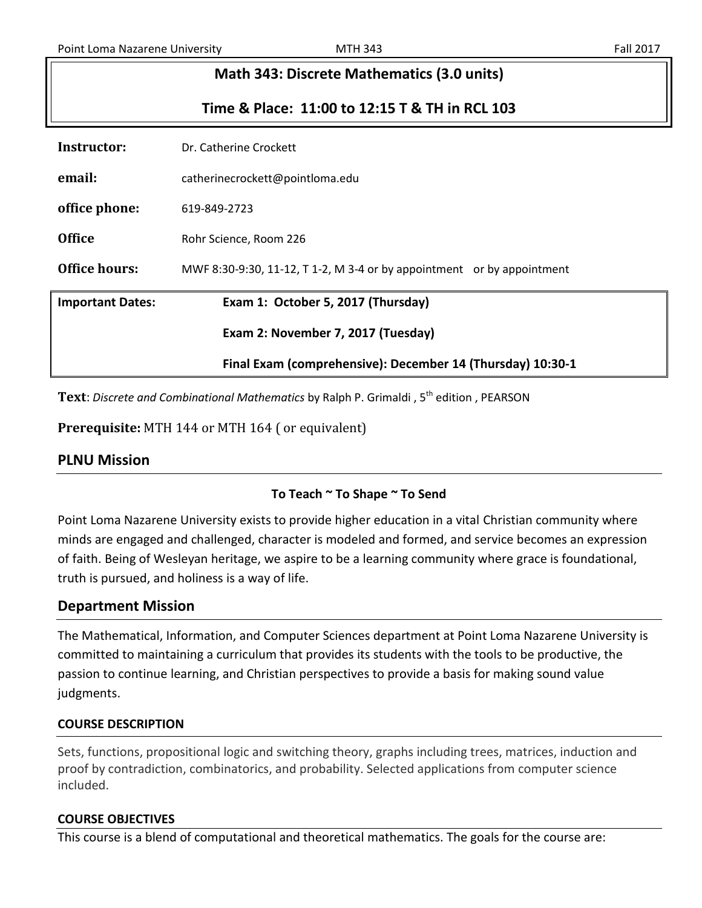# Math 343: Discrete Mathematics (3.0 units)

## Time & Place: 11:00 to 12:15 T & TH in RCL 103

| | |
|---|---|
| **Instructor:** | Dr. Catherine Crockett |
| **email:** | catherinecrockett@pointloma.edu |
| **office phone:** | 619-849-2723 |
| **Office** | Rohr Science, Room 226 |
| **Office hours:** | MWF 8:30-9:30, 11-12, T 1-2, M 3-4 or by appointment or by appointment |

| | |
|---|---|
| **Important Dates:** | **Exam 1: October 5, 2017 (Thursday)** |
| | **Exam 2: November 7, 2017 (Tuesday)** |
| | **Final Exam (comprehensive): December 14 (Thursday) 10:30-1** |

**Text**: *Discrete and Combinational Mathematics* by Ralph P. Grimaldi , 5th edition , PEARSON

**Prerequisite:** MTH 144 or MTH 164 ( or equivalent)

## PLNU Mission

**To Teach ~ To Shape ~ To Send**

Point Loma Nazarene University exists to provide higher education in a vital Christian community where minds are engaged and challenged, character is modeled and formed, and service becomes an expression of faith. Being of Wesleyan heritage, we aspire to be a learning community where grace is foundational, truth is pursued, and holiness is a way of life.

## Department Mission

The Mathematical, Information, and Computer Sciences department at Point Loma Nazarene University is committed to maintaining a curriculum that provides its students with the tools to be productive, the passion to continue learning, and Christian perspectives to provide a basis for making sound value judgments.

### COURSE DESCRIPTION

Sets, functions, propositional logic and switching theory, graphs including trees, matrices, induction and proof by contradiction, combinatorics, and probability. Selected applications from computer science included.

### COURSE OBJECTIVES

This course is a blend of computational and theoretical mathematics. The goals for the course are: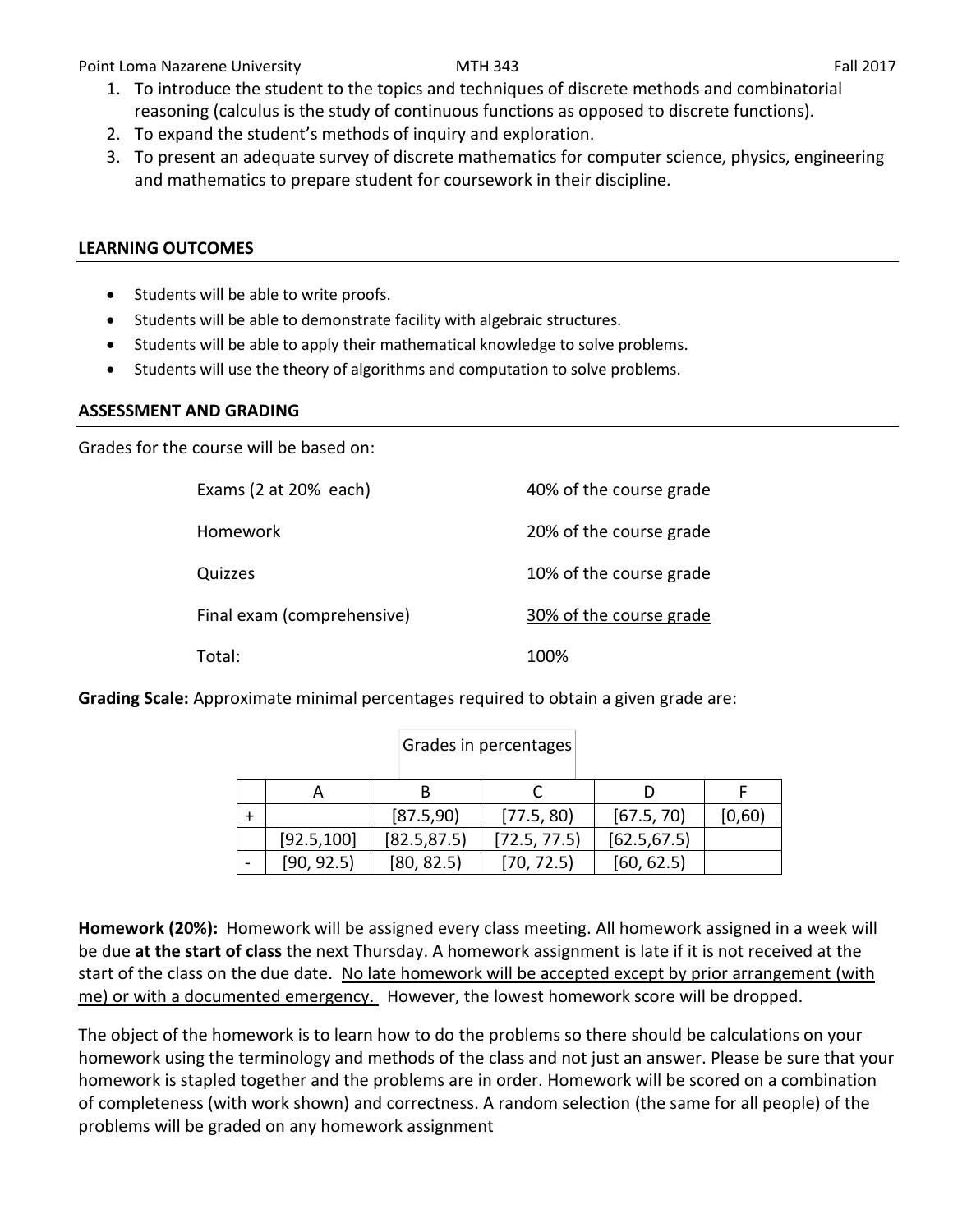1. To introduce the student to the topics and techniques of discrete methods and combinatorial reasoning (calculus is the study of continuous functions as opposed to discrete functions).
2. To expand the student's methods of inquiry and exploration.
3. To present an adequate survey of discrete mathematics for computer science, physics, engineering and mathematics to prepare student for coursework in their discipline.

## LEARNING OUTCOMES

- Students will be able to write proofs.
- Students will be able to demonstrate facility with algebraic structures.
- Students will be able to apply their mathematical knowledge to solve problems.
- Students will use the theory of algorithms and computation to solve problems.

## ASSESSMENT AND GRADING

Grades for the course will be based on:

| | |
|---|---|
| Exams (2 at 20% each) | 40% of the course grade |
| Homework | 20% of the course grade |
| Quizzes | 10% of the course grade |
| Final exam (comprehensive) | 30% of the course grade |
| Total: | 100% |

**Grading Scale:** Approximate minimal percentages required to obtain a given grade are:

Grades in percentages

| | A | B | C | D | F |
|---|---|---|---|---|---|
| + | | [87.5,90) | [77.5, 80) | [67.5, 70) | [0,60) |
| | [92.5,100] | [82.5,87.5) | [72.5, 77.5) | [62.5,67.5) | |
| - | [90, 92.5) | [80, 82.5) | [70, 72.5) | [60, 62.5) | |

**Homework (20%):** Homework will be assigned every class meeting. All homework assigned in a week will be due **at the start of class** the next Thursday. A homework assignment is late if it is not received at the start of the class on the due date. No late homework will be accepted except by prior arrangement (with me) or with a documented emergency. However, the lowest homework score will be dropped.

The object of the homework is to learn how to do the problems so there should be calculations on your homework using the terminology and methods of the class and not just an answer. Please be sure that your homework is stapled together and the problems are in order. Homework will be scored on a combination of completeness (with work shown) and correctness. A random selection (the same for all people) of the problems will be graded on any homework assignment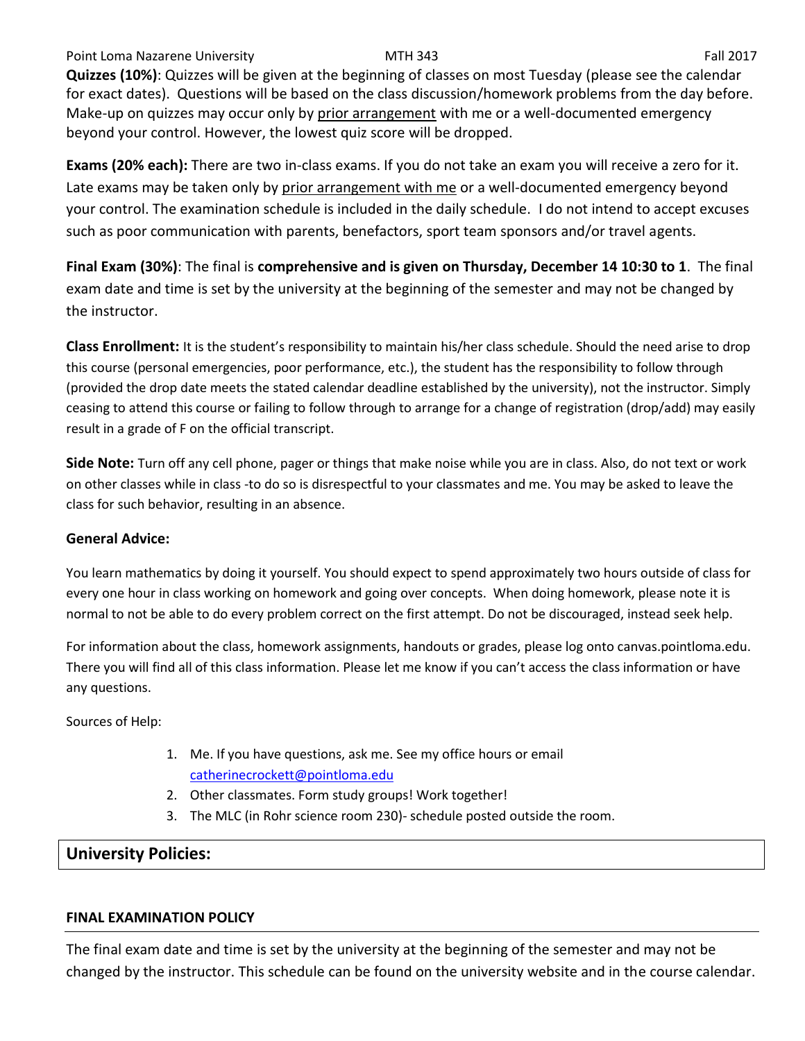**Quizzes (10%)**: Quizzes will be given at the beginning of classes on most Tuesday (please see the calendar for exact dates). Questions will be based on the class discussion/homework problems from the day before. Make-up on quizzes may occur only by prior arrangement with me or a well-documented emergency beyond your control. However, the lowest quiz score will be dropped.

**Exams (20% each):** There are two in-class exams. If you do not take an exam you will receive a zero for it. Late exams may be taken only by prior arrangement with me or a well-documented emergency beyond your control. The examination schedule is included in the daily schedule. I do not intend to accept excuses such as poor communication with parents, benefactors, sport team sponsors and/or travel agents.

**Final Exam (30%)**: The final is **comprehensive and is given on Thursday, December 14 10:30 to 1**. The final exam date and time is set by the university at the beginning of the semester and may not be changed by the instructor.

**Class Enrollment:** It is the student's responsibility to maintain his/her class schedule. Should the need arise to drop this course (personal emergencies, poor performance, etc.), the student has the responsibility to follow through (provided the drop date meets the stated calendar deadline established by the university), not the instructor. Simply ceasing to attend this course or failing to follow through to arrange for a change of registration (drop/add) may easily result in a grade of F on the official transcript.

**Side Note:** Turn off any cell phone, pager or things that make noise while you are in class. Also, do not text or work on other classes while in class -to do so is disrespectful to your classmates and me. You may be asked to leave the class for such behavior, resulting in an absence.

**General Advice:**

You learn mathematics by doing it yourself. You should expect to spend approximately two hours outside of class for every one hour in class working on homework and going over concepts. When doing homework, please note it is normal to not be able to do every problem correct on the first attempt. Do not be discouraged, instead seek help.

For information about the class, homework assignments, handouts or grades, please log onto canvas.pointloma.edu. There you will find all of this class information. Please let me know if you can't access the class information or have any questions.

Sources of Help:

1. Me. If you have questions, ask me. See my office hours or email catherinecrockett@pointloma.edu
2. Other classmates. Form study groups! Work together!
3. The MLC (in Rohr science room 230)- schedule posted outside the room.

## University Policies:

### FINAL EXAMINATION POLICY

The final exam date and time is set by the university at the beginning of the semester and may not be changed by the instructor. This schedule can be found on the university website and in the course calendar.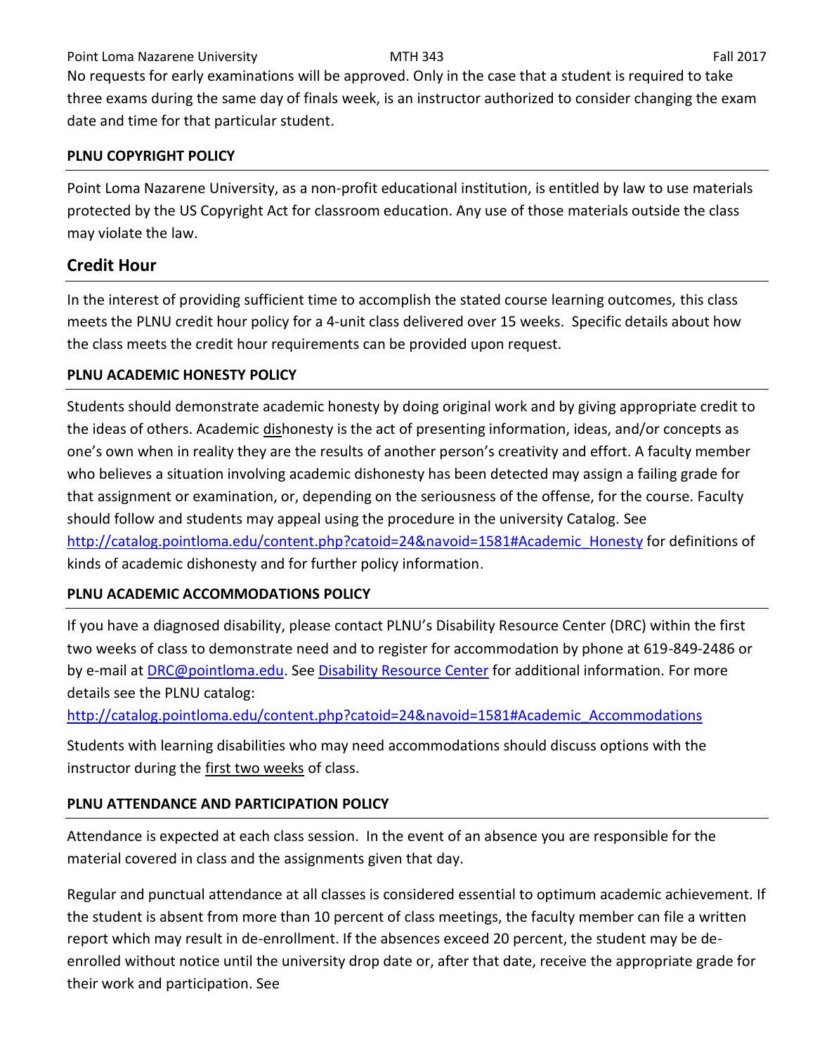No requests for early examinations will be approved. Only in the case that a student is required to take three exams during the same day of finals week, is an instructor authorized to consider changing the exam date and time for that particular student.

**PLNU COPYRIGHT POLICY**

Point Loma Nazarene University, as a non-profit educational institution, is entitled by law to use materials protected by the US Copyright Act for classroom education. Any use of those materials outside the class may violate the law.

## Credit Hour

In the interest of providing sufficient time to accomplish the stated course learning outcomes, this class meets the PLNU credit hour policy for a 4-unit class delivered over 15 weeks. Specific details about how the class meets the credit hour requirements can be provided upon request.

**PLNU ACADEMIC HONESTY POLICY**

Students should demonstrate academic honesty by doing original work and by giving appropriate credit to the ideas of others. Academic dishonesty is the act of presenting information, ideas, and/or concepts as one's own when in reality they are the results of another person's creativity and effort. A faculty member who believes a situation involving academic dishonesty has been detected may assign a failing grade for that assignment or examination, or, depending on the seriousness of the offense, for the course. Faculty should follow and students may appeal using the procedure in the university Catalog. See http://catalog.pointloma.edu/content.php?catoid=24&navoid=1581#Academic_Honesty for definitions of kinds of academic dishonesty and for further policy information.

**PLNU ACADEMIC ACCOMMODATIONS POLICY**

If you have a diagnosed disability, please contact PLNU's Disability Resource Center (DRC) within the first two weeks of class to demonstrate need and to register for accommodation by phone at 619-849-2486 or by e-mail at DRC@pointloma.edu. See Disability Resource Center for additional information. For more details see the PLNU catalog:
http://catalog.pointloma.edu/content.php?catoid=24&navoid=1581#Academic_Accommodations

Students with learning disabilities who may need accommodations should discuss options with the instructor during the first two weeks of class.

**PLNU ATTENDANCE AND PARTICIPATION POLICY**

Attendance is expected at each class session. In the event of an absence you are responsible for the material covered in class and the assignments given that day.

Regular and punctual attendance at all classes is considered essential to optimum academic achievement. If the student is absent from more than 10 percent of class meetings, the faculty member can file a written report which may result in de-enrollment. If the absences exceed 20 percent, the student may be de-enrolled without notice until the university drop date or, after that date, receive the appropriate grade for their work and participation. See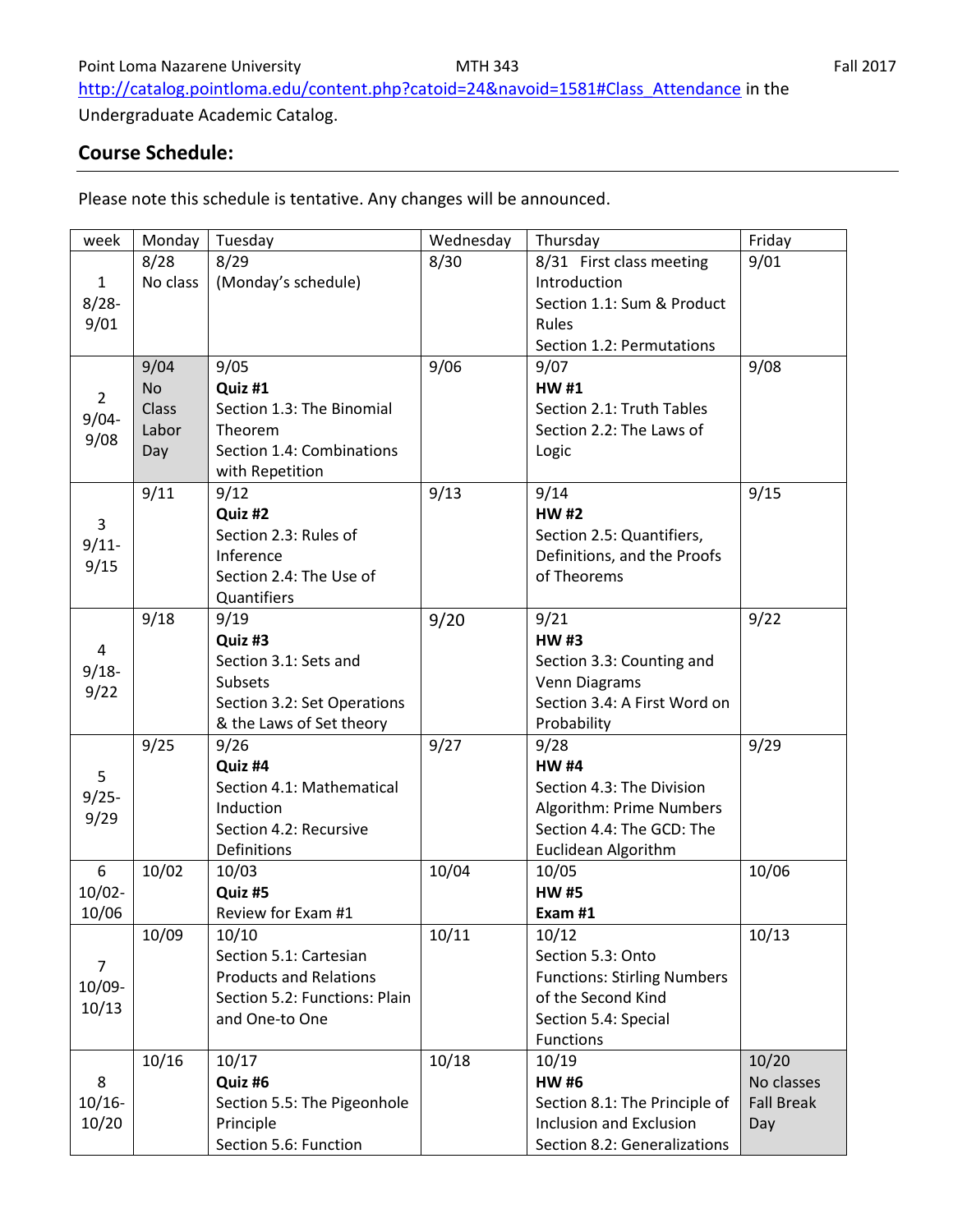http://catalog.pointloma.edu/content.php?catoid=24&navoid=1581#Class_Attendance in the Undergraduate Academic Catalog.

## Course Schedule:

Please note this schedule is tentative. Any changes will be announced.

| week | Monday | Tuesday | Wednesday | Thursday | Friday |
|---|---|---|---|---|---|
| 1 8/28-9/01 | 8/28 No class | 8/29 (Monday's schedule) | 8/30 | 8/31 First class meeting Introduction Section 1.1: Sum & Product Rules Section 1.2: Permutations | 9/01 |
| 2 9/04-9/08 | 9/04 No Class Labor Day | 9/05 **Quiz #1** Section 1.3: The Binomial Theorem Section 1.4: Combinations with Repetition | 9/06 | 9/07 **HW #1** Section 2.1: Truth Tables Section 2.2: The Laws of Logic | 9/08 |
| 3 9/11-9/15 | 9/11 | 9/12 **Quiz #2** Section 2.3: Rules of Inference Section 2.4: The Use of Quantifiers | 9/13 | 9/14 **HW #2** Section 2.5: Quantifiers, Definitions, and the Proofs of Theorems | 9/15 |
| 4 9/18-9/22 | 9/18 | 9/19 **Quiz #3** Section 3.1: Sets and Subsets Section 3.2: Set Operations & the Laws of Set theory | 9/20 | 9/21 **HW #3** Section 3.3: Counting and Venn Diagrams Section 3.4: A First Word on Probability | 9/22 |
| 5 9/25-9/29 | 9/25 | 9/26 **Quiz #4** Section 4.1: Mathematical Induction Section 4.2: Recursive Definitions | 9/27 | 9/28 **HW #4** Section 4.3: The Division Algorithm: Prime Numbers Section 4.4: The GCD: The Euclidean Algorithm | 9/29 |
| 6 10/02-10/06 | 10/02 | 10/03 **Quiz #5** Review for Exam #1 | 10/04 | 10/05 **HW #5** **Exam #1** | 10/06 |
| 7 10/09-10/13 | 10/09 | 10/10 Section 5.1: Cartesian Products and Relations Section 5.2: Functions: Plain and One-to One | 10/11 | 10/12 Section 5.3: Onto Functions: Stirling Numbers of the Second Kind Section 5.4: Special Functions | 10/13 |
| 8 10/16-10/20 | 10/16 | 10/17 **Quiz #6** Section 5.5: The Pigeonhole Principle Section 5.6: Function | 10/18 | 10/19 **HW #6** Section 8.1: The Principle of Inclusion and Exclusion Section 8.2: Generalizations | 10/20 No classes Fall Break Day |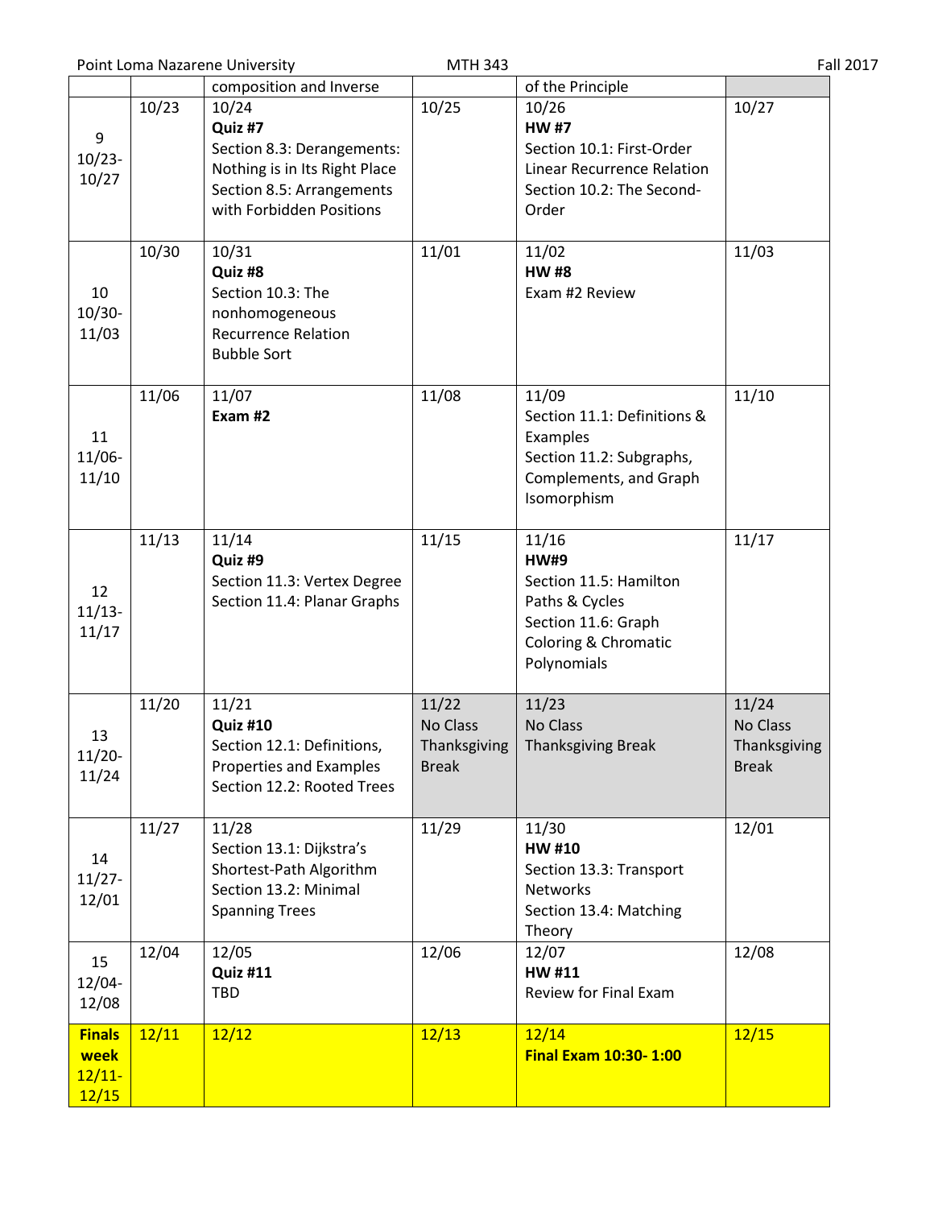| | | | | | |
|---|---|---|---|---|---|
| | | composition and Inverse | | of the Principle | |
| 9 10/23-10/27 | 10/23 | 10/24 **Quiz #7** Section 8.3: Derangements: Nothing is in Its Right Place Section 8.5: Arrangements with Forbidden Positions | 10/25 | 10/26 **HW #7** Section 10.1: First-Order Linear Recurrence Relation Section 10.2: The Second-Order | 10/27 |
| 10 10/30-11/03 | 10/30 | 10/31 **Quiz #8** Section 10.3: The nonhomogeneous Recurrence Relation Bubble Sort | 11/01 | 11/02 **HW #8** Exam #2 Review | 11/03 |
| 11 11/06-11/10 | 11/06 | 11/07 **Exam #2** | 11/08 | 11/09 Section 11.1: Definitions & Examples Section 11.2: Subgraphs, Complements, and Graph Isomorphism | 11/10 |
| 12 11/13-11/17 | 11/13 | 11/14 **Quiz #9** Section 11.3: Vertex Degree Section 11.4: Planar Graphs | 11/15 | 11/16 **HW#9** Section 11.5: Hamilton Paths & Cycles Section 11.6: Graph Coloring & Chromatic Polynomials | 11/17 |
| 13 11/20-11/24 | 11/20 | 11/21 **Quiz #10** Section 12.1: Definitions, Properties and Examples Section 12.2: Rooted Trees | 11/22 No Class Thanksgiving Break | 11/23 No Class Thanksgiving Break | 11/24 No Class Thanksgiving Break |
| 14 11/27-12/01 | 11/27 | 11/28 Section 13.1: Dijkstra's Shortest-Path Algorithm Section 13.2: Minimal Spanning Trees | 11/29 | 11/30 **HW #10** Section 13.3: Transport Networks Section 13.4: Matching Theory | 12/01 |
| 15 12/04-12/08 | 12/04 | 12/05 **Quiz #11** TBD | 12/06 | 12/07 **HW #11** Review for Final Exam | 12/08 |
| **Finals week** 12/11-12/15 | 12/11 | 12/12 | 12/13 | 12/14 **Final Exam 10:30- 1:00** | 12/15 |